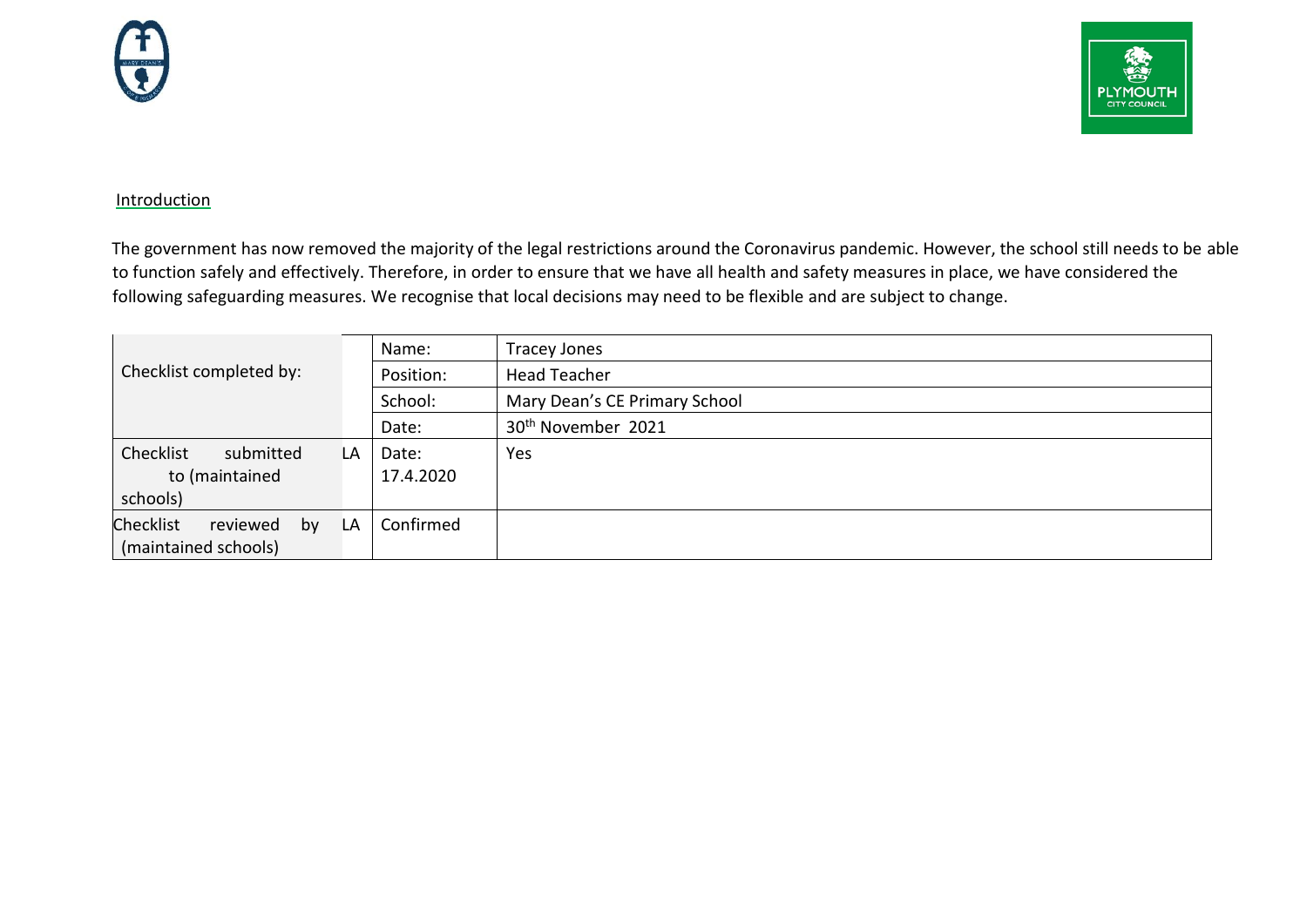## Introduction

The government has now removed the majority of the legal restrictions around the Coronavirus pandemic. However, the school still needs to be able to function safely and effectively. Therefore, in order to ensure that we have all health and safety measures in place, we have considered the following safeguarding measures. We recognise that local decisions may need to be flexible and are subject to change.

| | | | |
|---|---|---|---|
| Checklist completed by: | | Name: | Tracey Jones |
| | | Position: | Head Teacher |
| | | School: | Mary Dean's CE Primary School |
| | | Date: | 30th November 2021 |
| Checklist submitted to (maintained schools) | LA | Date: 17.4.2020 | Yes |
| Checklist reviewed by (maintained schools) | LA | Confirmed | |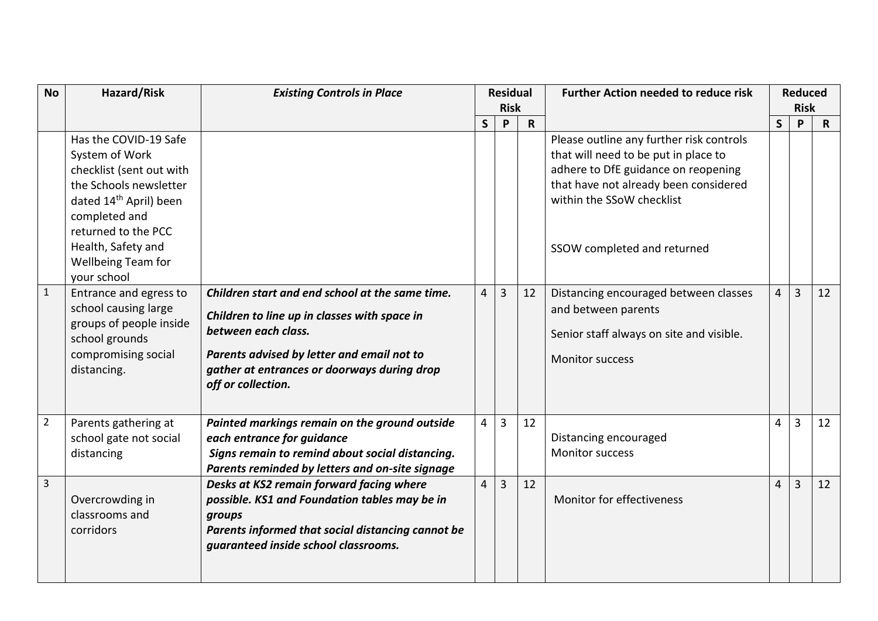| No | Hazard/Risk | *Existing Controls in Place* | Residual Risk | | | Further Action needed to reduce risk | Reduced Risk | | |
|---|---|---|---|---|---|---|---|---|---|
| | | | S | P | R | | S | P | R |
| | Has the COVID-19 Safe System of Work checklist (sent out with the Schools newsletter dated 14th April) been completed and returned to the PCC Health, Safety and Wellbeing Team for your school | | | | | Please outline any further risk controls that will need to be put in place to adhere to DfE guidance on reopening that have not already been considered within the SSoW checklist<br><br>SSOW completed and returned | | | |
| 1 | Entrance and egress to school causing large groups of people inside school grounds compromising social distancing. | ***Children start and end school at the same time.***<br>***Children to line up in classes with space in between each class.***<br>***Parents advised by letter and email not to gather at entrances or doorways during drop off or collection.*** | 4 | 3 | 12 | Distancing encouraged between classes and between parents<br>Senior staff always on site and visible.<br>Monitor success | 4 | 3 | 12 |
| 2 | Parents gathering at school gate not social distancing | ***Painted markings remain on the ground outside each entrance for guidance***<br>***Signs remain to remind about social distancing.***<br>***Parents reminded by letters and on-site signage*** | 4 | 3 | 12 | Distancing encouraged<br>Monitor success | 4 | 3 | 12 |
| 3 | Overcrowding in classrooms and corridors | ***Desks at KS2 remain forward facing where possible. KS1 and Foundation tables may be in groups***<br>***Parents informed that social distancing cannot be guaranteed inside school classrooms.*** | 4 | 3 | 12 | Monitor for effectiveness | 4 | 3 | 12 |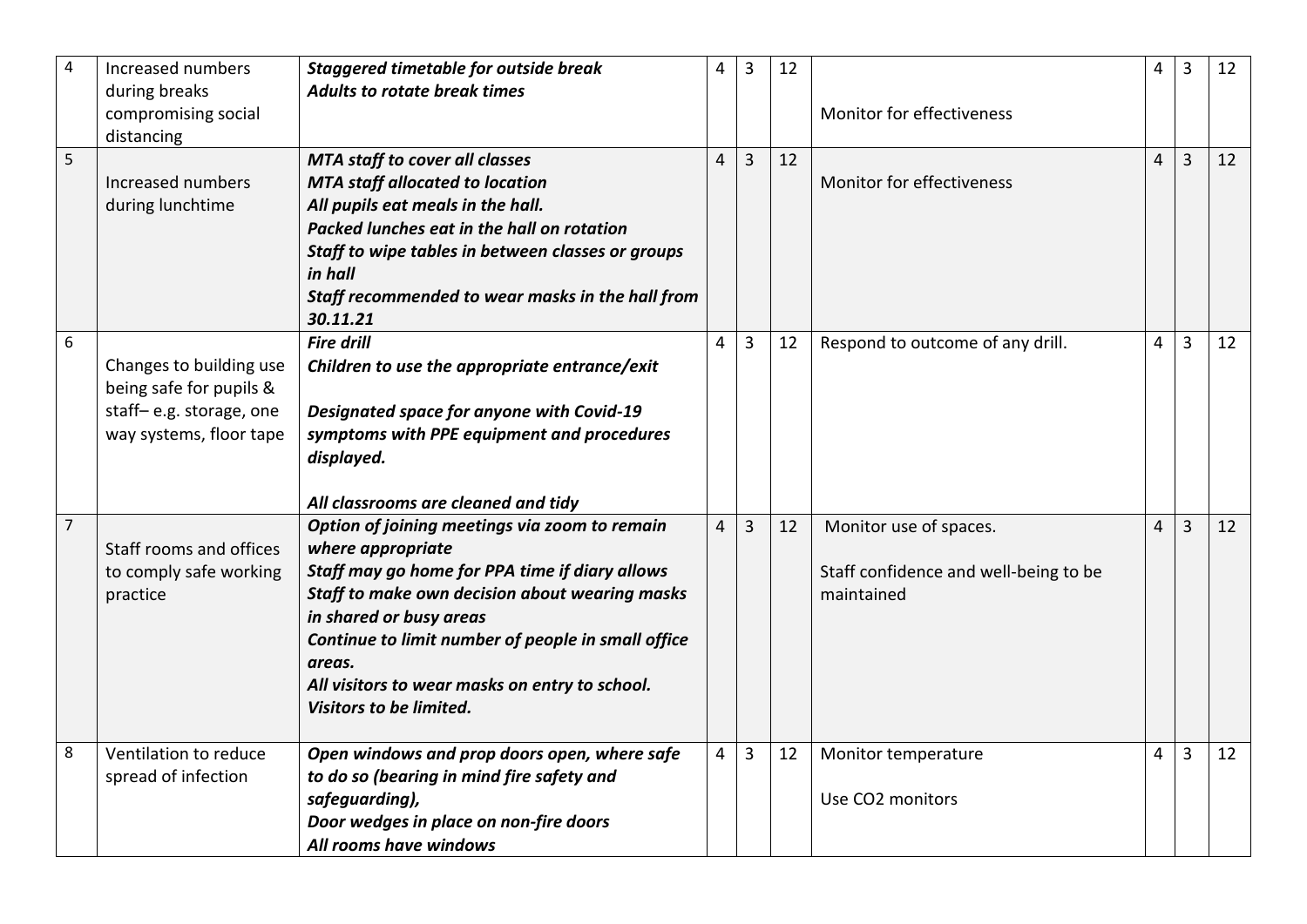| 4 | Increased numbers during breaks compromising social distancing | ***Staggered timetable for outside break*** <br> ***Adults to rotate break times*** | 4 | 3 | 12 | Monitor for effectiveness | 4 | 3 | 12 |
|---|---|---|---|---|---|---|---|---|---|
| 5 | Increased numbers during lunchtime | ***MTA staff to cover all classes*** <br> ***MTA staff allocated to location*** <br> ***All pupils eat meals in the hall.*** <br> ***Packed lunches eat in the hall on rotation*** <br> ***Staff to wipe tables in between classes or groups in hall*** <br> ***Staff recommended to wear masks in the hall from 30.11.21*** | 4 | 3 | 12 | Monitor for effectiveness | 4 | 3 | 12 |
| 6 | Changes to building use being safe for pupils & staff– e.g. storage, one way systems, floor tape | ***Fire drill*** <br> ***Children to use the appropriate entrance/exit*** <br><br> ***Designated space for anyone with Covid-19 symptoms with PPE equipment and procedures displayed.*** <br><br> ***All classrooms are cleaned and tidy*** | 4 | 3 | 12 | Respond to outcome of any drill. | 4 | 3 | 12 |
| 7 | Staff rooms and offices to comply safe working practice | ***Option of joining meetings via zoom to remain where appropriate*** <br> ***Staff may go home for PPA time if diary allows*** <br> ***Staff to make own decision about wearing masks in shared or busy areas*** <br> ***Continue to limit number of people in small office areas.*** <br> ***All visitors to wear masks on entry to school.*** <br> ***Visitors to be limited.*** | 4 | 3 | 12 | Monitor use of spaces. <br><br> Staff confidence and well-being to be maintained | 4 | 3 | 12 |
| 8 | Ventilation to reduce spread of infection | ***Open windows and prop doors open, where safe to do so (bearing in mind fire safety and safeguarding),*** <br> ***Door wedges in place on non-fire doors*** <br> ***All rooms have windows*** | 4 | 3 | 12 | Monitor temperature <br><br> Use $CO_2$ monitors | 4 | 3 | 12 |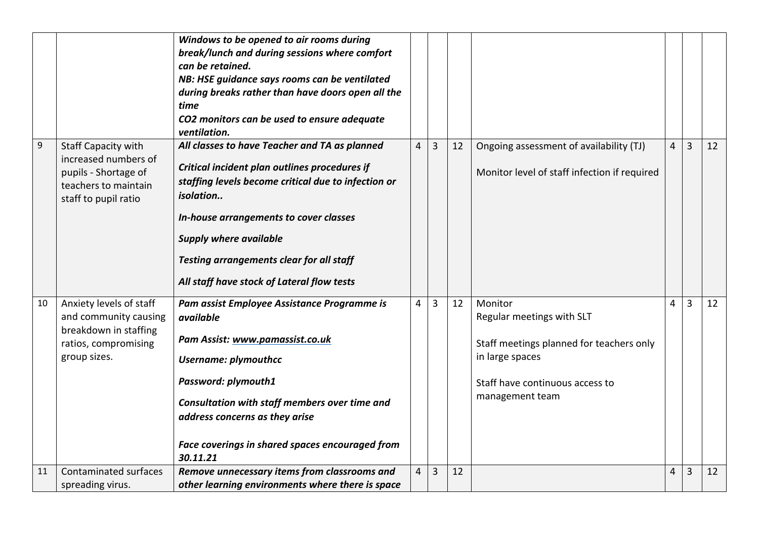| | | | | | | | | | |
|---|---|---|---|---|---|---|---|---|---|
| | | ***Windows to be opened to air rooms during break/lunch and during sessions where comfort can be retained.*** ***NB: HSE guidance says rooms can be ventilated during breaks rather than have doors open all the time*** ***CO2 monitors can be used to ensure adequate ventilation.*** | | | | | | | |
| 9 | Staff Capacity with increased numbers of pupils - Shortage of teachers to maintain staff to pupil ratio | ***All classes to have Teacher and TA as planned*** ***Critical incident plan outlines procedures if staffing levels become critical due to infection or isolation..*** ***In-house arrangements to cover classes*** ***Supply where available*** ***Testing arrangements clear for all staff*** ***All staff have stock of Lateral flow tests*** | 4 | 3 | 12 | Ongoing assessment of availability (TJ) Monitor level of staff infection if required | 4 | 3 | 12 |
| 10 | Anxiety levels of staff and community causing breakdown in staffing ratios, compromising group sizes. | ***Pam assist Employee Assistance Programme is available*** ***Pam Assist: www.pamassist.co.uk*** ***Username: plymouthcc*** ***Password: plymouth1*** ***Consultation with staff members over time and address concerns as they arise*** ***Face coverings in shared spaces encouraged from 30.11.21*** | 4 | 3 | 12 | Monitor Regular meetings with SLT Staff meetings planned for teachers only in large spaces Staff have continuous access to management team | 4 | 3 | 12 |
| 11 | Contaminated surfaces spreading virus. | ***Remove unnecessary items from classrooms and other learning environments where there is space*** | 4 | 3 | 12 | | 4 | 3 | 12 |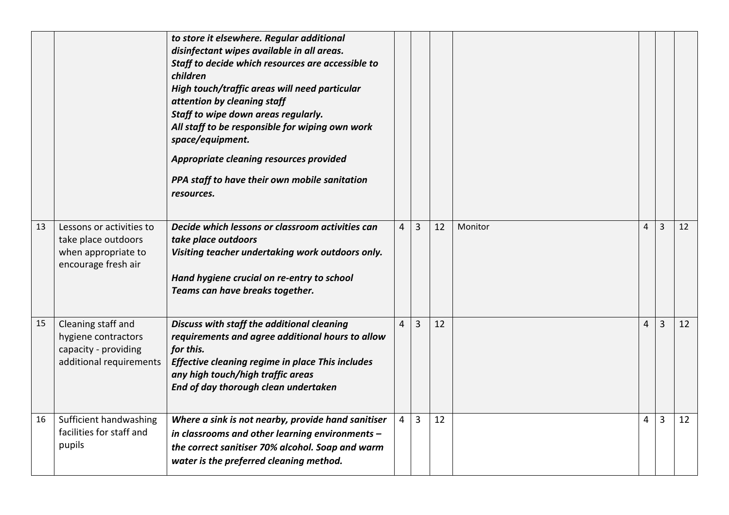| | | | | | | | | | |
|---|---|---|---|---|---|---|---|---|---|
| | | ***to store it elsewhere. Regular additional disinfectant wipes available in all areas.*** <br> ***Staff to decide which resources are accessible to children*** <br> ***High touch/traffic areas will need particular attention by cleaning staff*** <br> ***Staff to wipe down areas regularly.*** <br> ***All staff to be responsible for wiping own work space/equipment.*** <br> ***Appropriate cleaning resources provided*** <br> ***PPA staff to have their own mobile sanitation resources.*** | | | | | | | |
| 13 | Lessons or activities to take place outdoors when appropriate to encourage fresh air | ***Decide which lessons or classroom activities can take place outdoors*** <br> ***Visiting teacher undertaking work outdoors only.*** <br> ***Hand hygiene crucial on re-entry to school*** <br> ***Teams can have breaks together.*** | 4 | 3 | 12 | Monitor | 4 | 3 | 12 |
| 15 | Cleaning staff and hygiene contractors capacity - providing additional requirements | ***Discuss with staff the additional cleaning requirements and agree additional hours to allow for this.*** <br> ***Effective cleaning regime in place This includes any high touch/high traffic areas*** <br> ***End of day thorough clean undertaken*** | 4 | 3 | 12 | | 4 | 3 | 12 |
| 16 | Sufficient handwashing facilities for staff and pupils | ***Where a sink is not nearby, provide hand sanitiser in classrooms and other learning environments – the correct sanitiser 70% alcohol. Soap and warm water is the preferred cleaning method.*** | 4 | 3 | 12 | | 4 | 3 | 12 |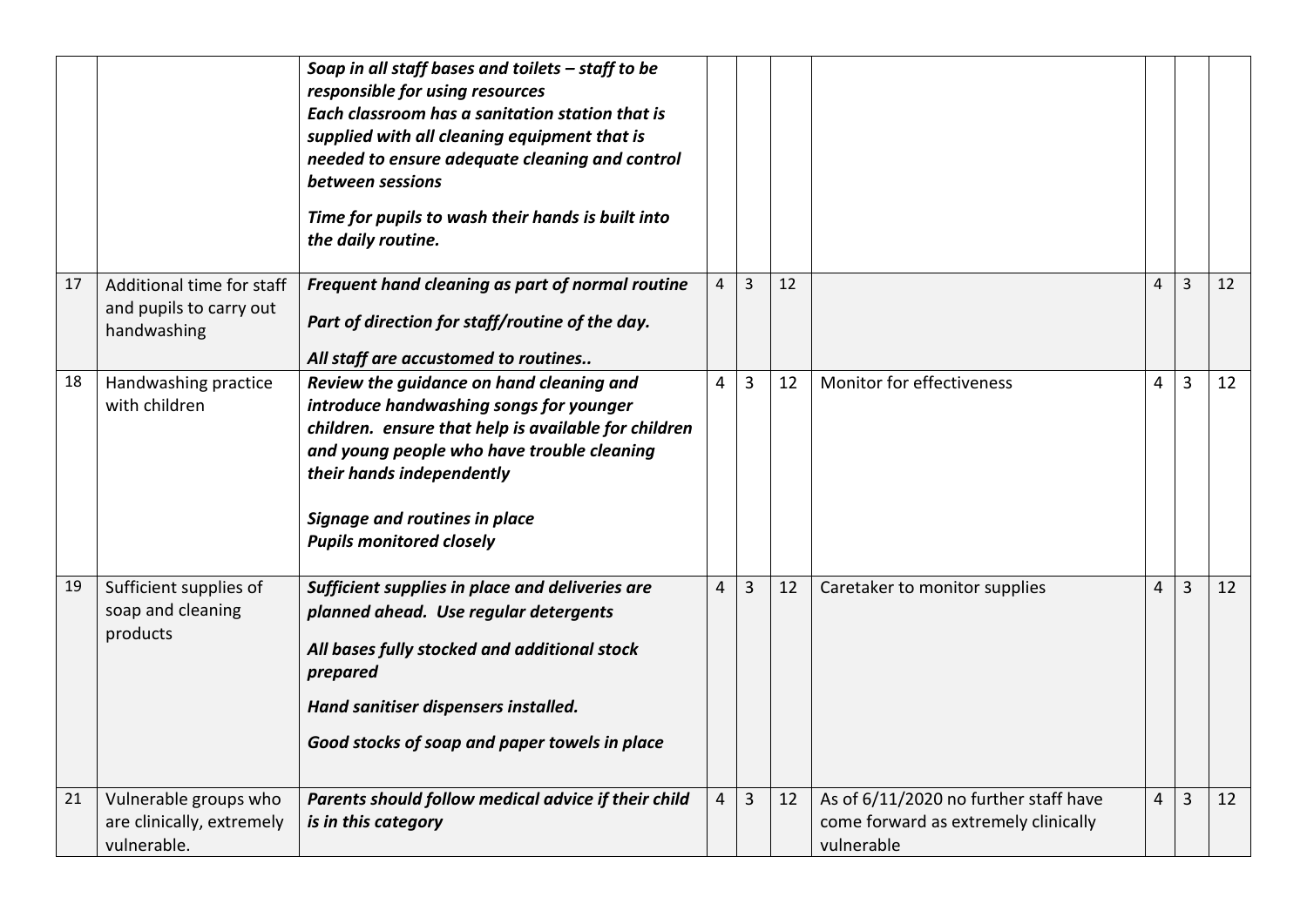|  |  |  |  |  |  |  |  |  |  |
|---|---|---|---|---|---|---|---|---|---|
|  |  | ***Soap in all staff bases and toilets – staff to be responsible for using resources*** <br> ***Each classroom has a sanitation station that is supplied with all cleaning equipment that is needed to ensure adequate cleaning and control between sessions*** <br> ***Time for pupils to wash their hands is built into the daily routine.*** |  |  |  |  |  |  |  |
| 17 | Additional time for staff and pupils to carry out handwashing | ***Frequent hand cleaning as part of normal routine*** <br> ***Part of direction for staff/routine of the day.*** <br> ***All staff are accustomed to routines..*** | 4 | 3 | 12 |  | 4 | 3 | 12 |
| 18 | Handwashing practice with children | ***Review the guidance on hand cleaning and introduce handwashing songs for younger children. ensure that help is available for children and young people who have trouble cleaning their hands independently*** <br> ***Signage and routines in place*** <br> ***Pupils monitored closely*** | 4 | 3 | 12 | Monitor for effectiveness | 4 | 3 | 12 |
| 19 | Sufficient supplies of soap and cleaning products | ***Sufficient supplies in place and deliveries are planned ahead. Use regular detergents*** <br> ***All bases fully stocked and additional stock prepared*** <br> ***Hand sanitiser dispensers installed.*** <br> ***Good stocks of soap and paper towels in place*** | 4 | 3 | 12 | Caretaker to monitor supplies | 4 | 3 | 12 |
| 21 | Vulnerable groups who are clinically, extremely vulnerable. | ***Parents should follow medical advice if their child is in this category*** | 4 | 3 | 12 | As of 6/11/2020 no further staff have come forward as extremely clinically vulnerable | 4 | 3 | 12 |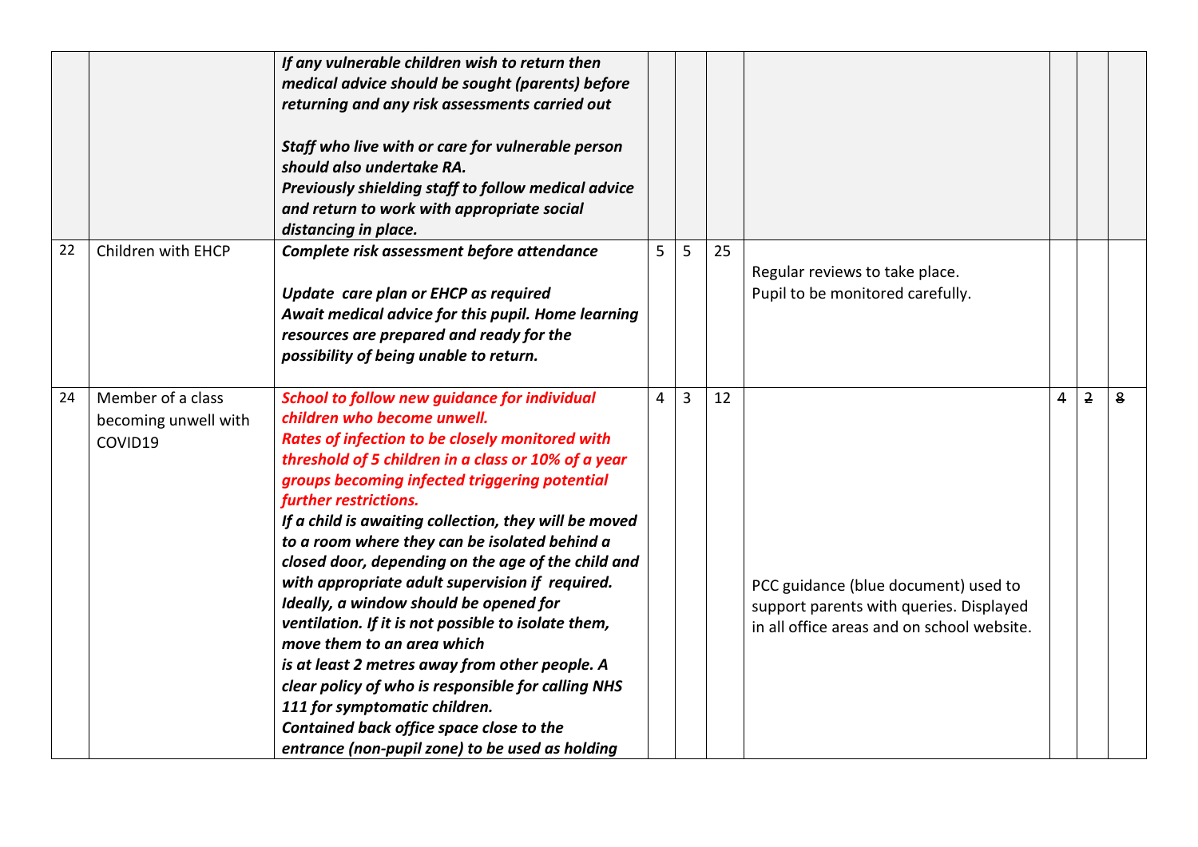| | | | | | | | | | |
|---|---|---|---|---|---|---|---|---|---|
| | | ***If any vulnerable children wish to return then medical advice should be sought (parents) before returning and any risk assessments carried out***<br><br>***Staff who live with or care for vulnerable person should also undertake RA.***<br>***Previously shielding staff to follow medical advice and return to work with appropriate social distancing in place.*** | | | | | | | |
| 22 | Children with EHCP | ***Complete risk assessment before attendance***<br><br>***Update care plan or EHCP as required***<br>***Await medical advice for this pupil. Home learning resources are prepared and ready for the possibility of being unable to return.*** | 5 | 5 | 25 | Regular reviews to take place.<br>Pupil to be monitored carefully. | | | |
| 24 | Member of a class becoming unwell with COVID19 | ***School to follow new guidance for individual children who become unwell.***<br>***Rates of infection to be closely monitored with threshold of 5 children in a class or 10% of a year groups becoming infected triggering potential further restrictions.***<br>***If a child is awaiting collection, they will be moved to a room where they can be isolated behind a closed door, depending on the age of the child and with appropriate adult supervision if required. Ideally, a window should be opened for ventilation. If it is not possible to isolate them, move them to an area which is at least 2 metres away from other people. A clear policy of who is responsible for calling NHS 111 for symptomatic children.***<br>***Contained back office space close to the entrance (non-pupil zone) to be used as holding*** | 4 | 3 | 12 | PCC guidance (blue document) used to support parents with queries. Displayed in all office areas and on school website. | 4 | ~~2~~ | ~~8~~ |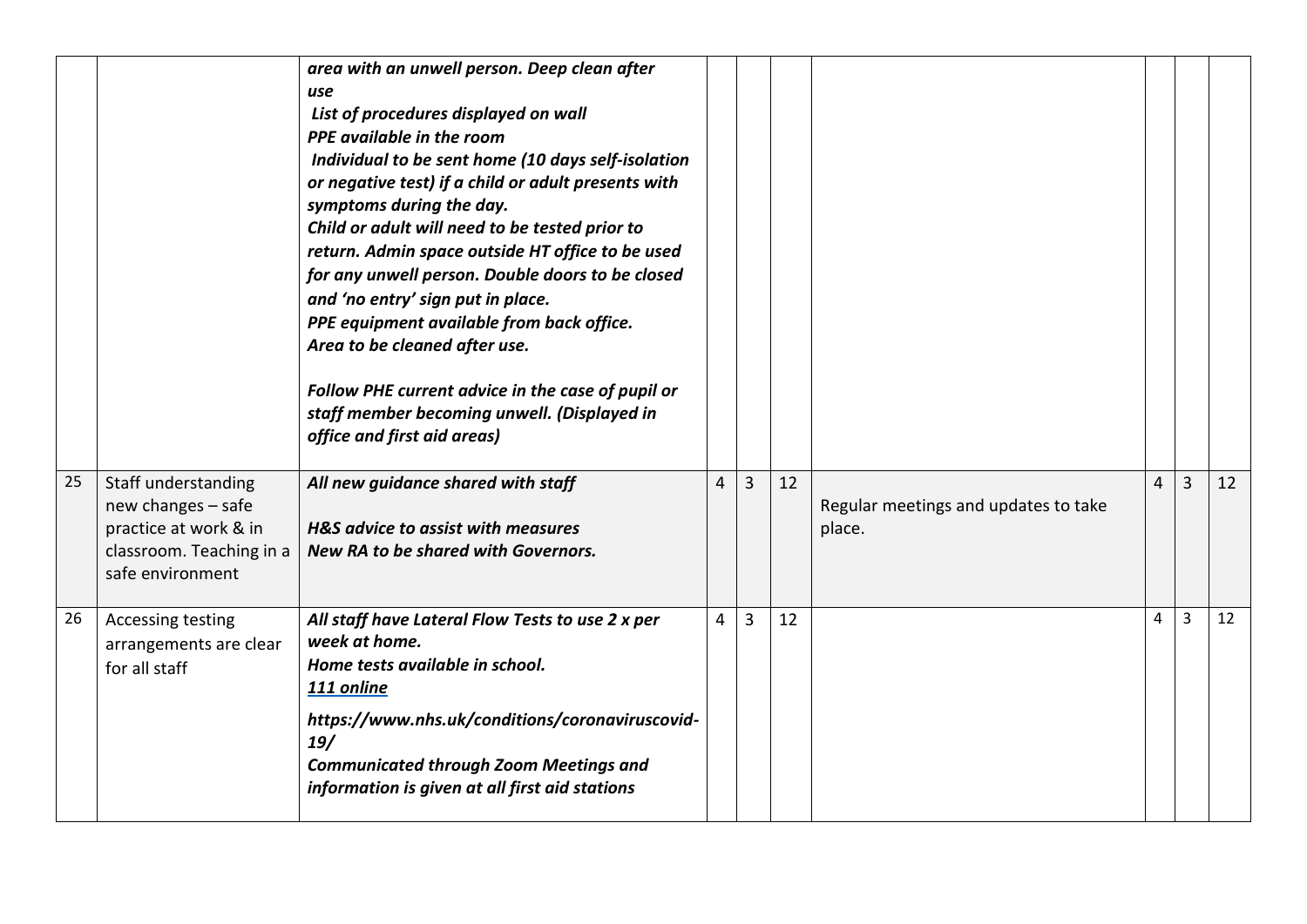| | | | | | | | | | |
|---|---|---|---|---|---|---|---|---|---|
| | | ***area with an unwell person. Deep clean after use***<br>***List of procedures displayed on wall***<br>***PPE available in the room***<br>***Individual to be sent home (10 days self-isolation or negative test) if a child or adult presents with symptoms during the day.***<br>***Child or adult will need to be tested prior to return. Admin space outside HT office to be used for any unwell person. Double doors to be closed and 'no entry' sign put in place.***<br>***PPE equipment available from back office.***<br>***Area to be cleaned after use.***<br><br>***Follow PHE current advice in the case of pupil or staff member becoming unwell. (Displayed in office and first aid areas)*** | | | | | | | |
| 25 | Staff understanding new changes – safe practice at work & in classroom. Teaching in a safe environment | ***All new guidance shared with staff***<br><br>***H&S advice to assist with measures***<br>***New RA to be shared with Governors.*** | 4 | 3 | 12 | Regular meetings and updates to take place. | 4 | 3 | 12 |
| 26 | Accessing testing arrangements are clear for all staff | ***All staff have Lateral Flow Tests to use 2 x per week at home.***<br>***Home tests available in school.***<br>***111 online***<br>***https://www.nhs.uk/conditions/coronaviruscovid-19/***<br>***Communicated through Zoom Meetings and information is given at all first aid stations*** | 4 | 3 | 12 | | 4 | 3 | 12 |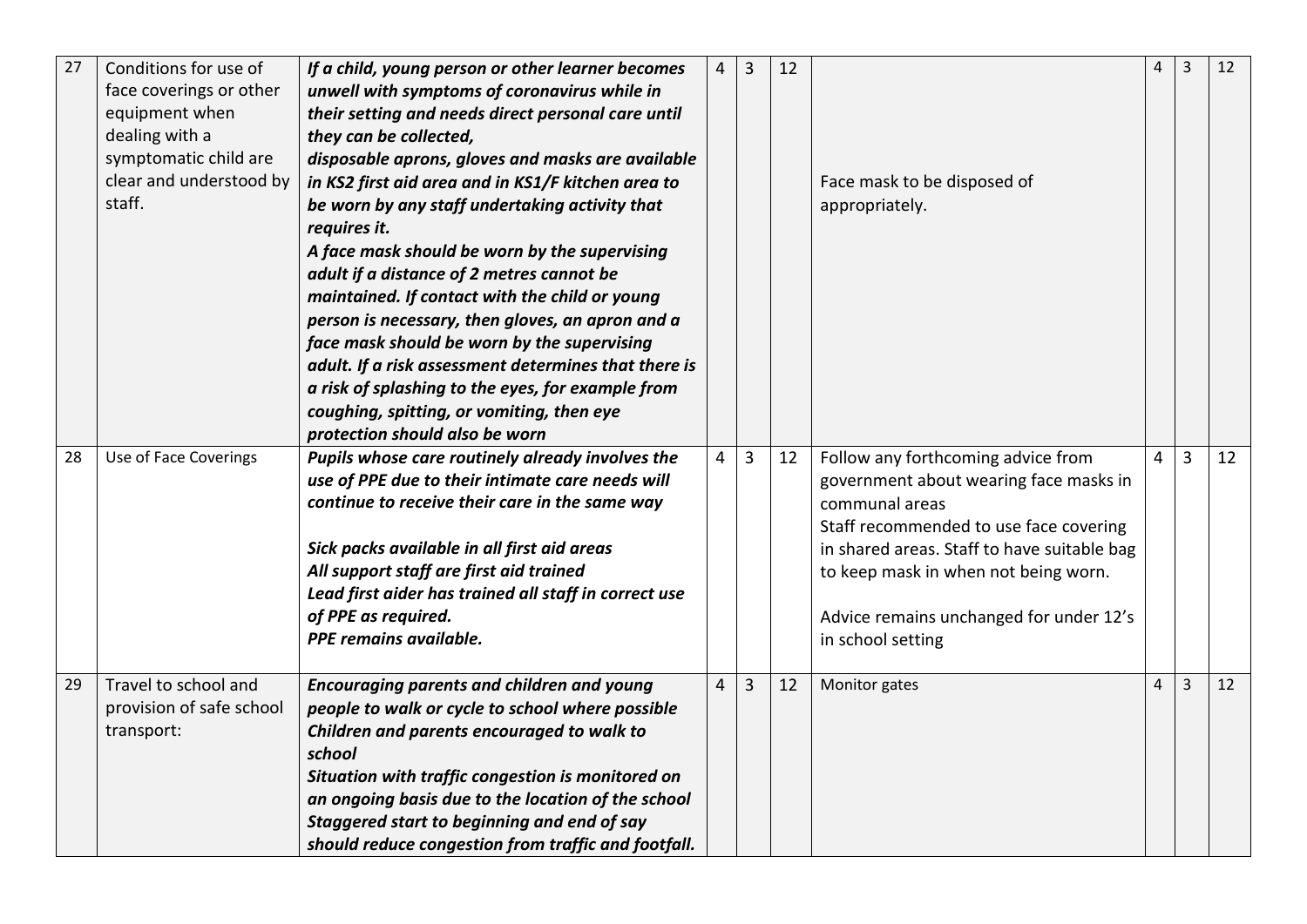| 27 | Conditions for use of face coverings or other equipment when dealing with a symptomatic child are clear and understood by staff. | ***If a child, young person or other learner becomes unwell with symptoms of coronavirus while in their setting and needs direct personal care until they can be collected,*** ***disposable aprons, gloves and masks are available in KS2 first aid area and in KS1/F kitchen area to be worn by any staff undertaking activity that requires it.*** ***A face mask should be worn by the supervising adult if a distance of 2 metres cannot be maintained. If contact with the child or young person is necessary, then gloves, an apron and a face mask should be worn by the supervising adult. If a risk assessment determines that there is a risk of splashing to the eyes, for example from coughing, spitting, or vomiting, then eye protection should also be worn*** | 4 | 3 | 12 | Face mask to be disposed of appropriately. | 4 | 3 | 12 |
|---|---|---|---|---|---|---|---|---|---|
| 28 | Use of Face Coverings | ***Pupils whose care routinely already involves the use of PPE due to their intimate care needs will continue to receive their care in the same way*** <br><br> ***Sick packs available in all first aid areas*** ***All support staff are first aid trained*** ***Lead first aider has trained all staff in correct use of PPE as required.*** ***PPE remains available.*** | 4 | 3 | 12 | Follow any forthcoming advice from government about wearing face masks in communal areas Staff recommended to use face covering in shared areas. Staff to have suitable bag to keep mask in when not being worn. <br><br> Advice remains unchanged for under 12's in school setting | 4 | 3 | 12 |
| 29 | Travel to school and provision of safe school transport: | ***Encouraging parents and children and young people to walk or cycle to school where possible*** ***Children and parents encouraged to walk to school*** ***Situation with traffic congestion is monitored on an ongoing basis due to the location of the school*** ***Staggered start to beginning and end of say should reduce congestion from traffic and footfall.*** | 4 | 3 | 12 | Monitor gates | 4 | 3 | 12 |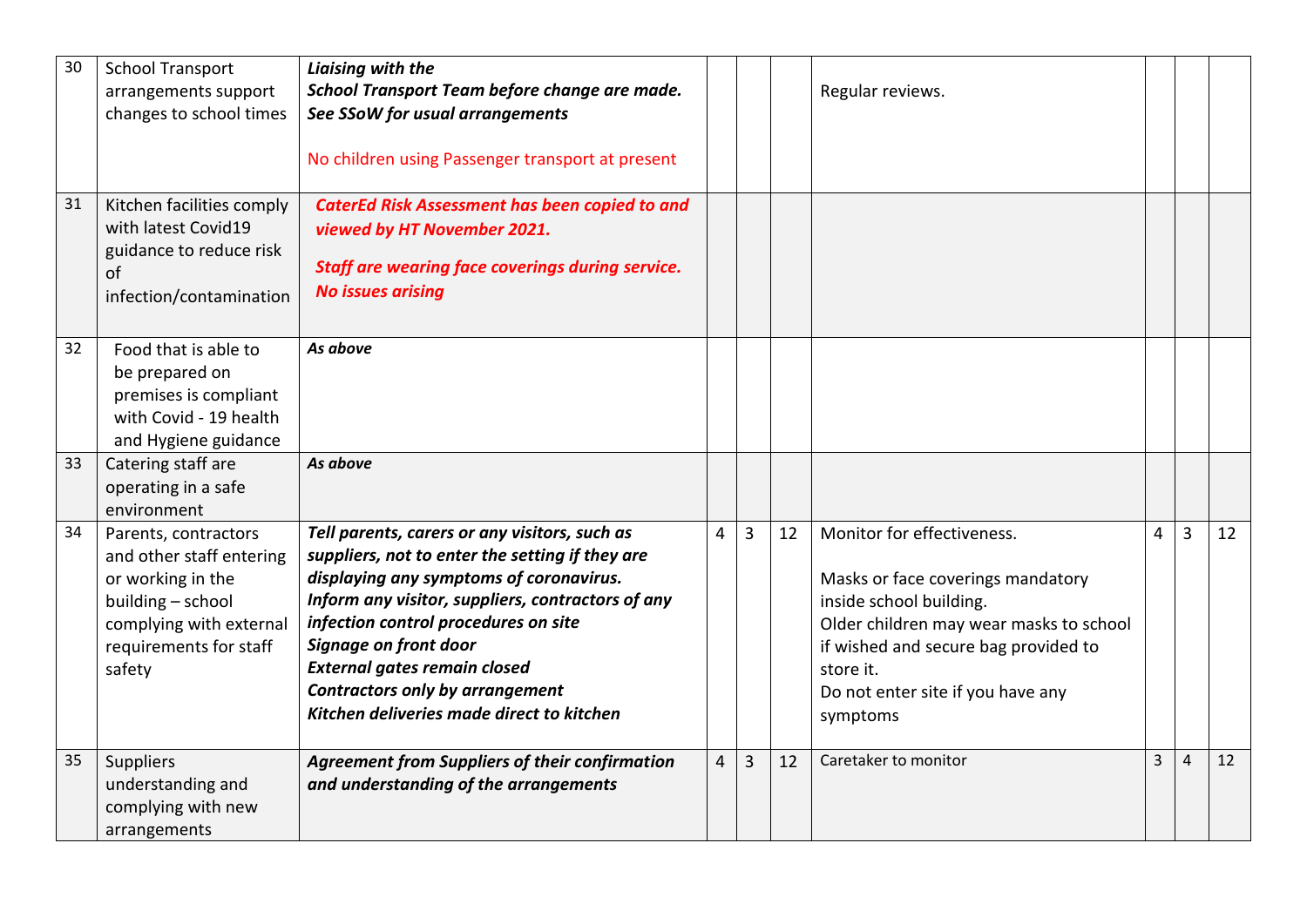| 30 | School Transport arrangements support changes to school times | ***Liaising with the School Transport Team before change are made. See SSoW for usual arrangements***<br><br>No children using Passenger transport at present | | | | Regular reviews. | | | |
|---|---|---|---|---|---|---|---|---|---|
| 31 | Kitchen facilities comply with latest Covid19 guidance to reduce risk of infection/contamination | ***CaterEd Risk Assessment has been copied to and viewed by HT November 2021.***<br><br>***Staff are wearing face coverings during service. No issues arising*** | | | | | | | |
| 32 | Food that is able to be prepared on premises is compliant with Covid - 19 health and Hygiene guidance | ***As above*** | | | | | | | |
| 33 | Catering staff are operating in a safe environment | ***As above*** | | | | | | | |
| 34 | Parents, contractors and other staff entering or working in the building – school complying with external requirements for staff safety | ***Tell parents, carers or any visitors, such as suppliers, not to enter the setting if they are displaying any symptoms of coronavirus.***<br>***Inform any visitor, suppliers, contractors of any infection control procedures on site***<br>***Signage on front door***<br>***External gates remain closed***<br>***Contractors only by arrangement***<br>***Kitchen deliveries made direct to kitchen*** | 4 | 3 | 12 | Monitor for effectiveness.<br><br>Masks or face coverings mandatory inside school building.<br>Older children may wear masks to school if wished and secure bag provided to store it.<br>Do not enter site if you have any symptoms | 4 | 3 | 12 |
| 35 | Suppliers understanding and complying with new arrangements | ***Agreement from Suppliers of their confirmation and understanding of the arrangements*** | 4 | 3 | 12 | Caretaker to monitor | 3 | 4 | 12 |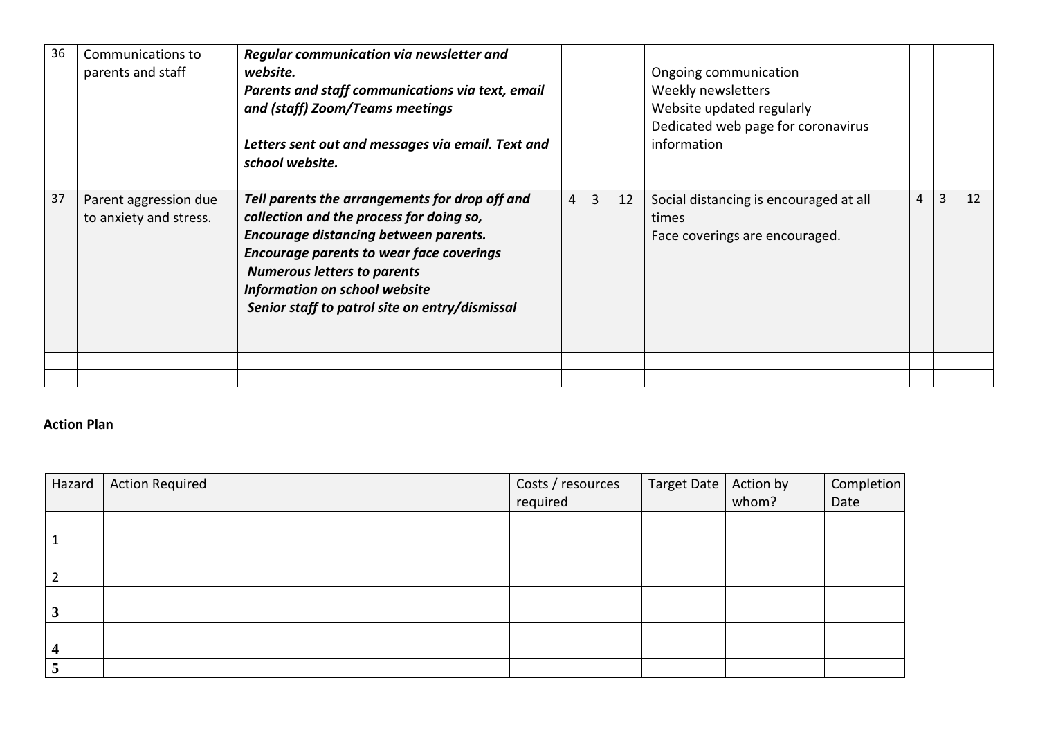| 36 | Communications to parents and staff | ***Regular communication via newsletter and website.*** ***Parents and staff communications via text, email and (staff) Zoom/Teams meetings*** ***Letters sent out and messages via email. Text and school website.*** | | | | Ongoing communication Weekly newsletters Website updated regularly Dedicated web page for coronavirus information | | | |
|---|---|---|---|---|---|---|---|---|---|
| 37 | Parent aggression due to anxiety and stress. | ***Tell parents the arrangements for drop off and collection and the process for doing so,*** ***Encourage distancing between parents.*** ***Encourage parents to wear face coverings*** ***Numerous letters to parents*** ***Information on school website*** ***Senior staff to patrol site on entry/dismissal*** | 4 | 3 | 12 | Social distancing is encouraged at all times Face coverings are encouraged. | 4 | 3 | 12 |
| | | | | | | | | | |
| | | | | | | | | | |

**Action Plan**

| Hazard | Action Required | Costs / resources required | Target Date | Action by whom? | Completion Date |
|---|---|---|---|---|---|
| 1 | | | | | |
| 2 | | | | | |
| 3 | | | | | |
| 4 | | | | | |
| 5 | | | | | |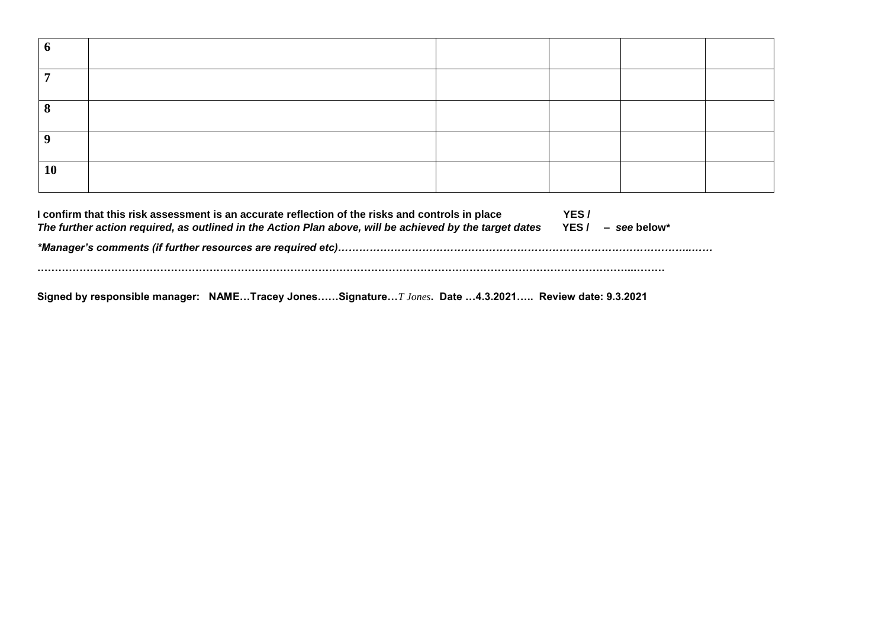| | | | | | |
|---|---|---|---|---|---|
| **6** | | | | | |
| **7** | | | | | |
| **8** | | | | | |
| **9** | | | | | |
| **10** | | | | | |

**I confirm that this risk assessment is an accurate reflection of the risks and controls in place YES /**

***The further action required, as outlined in the Action Plan above, will be achieved by the target dates* YES / – *see* below***

***\*Manager's comments (if further resources are required etc)………………………………………………………………………………………..……***

**…………………………………………………………………………………………………………………………………………………..………**

**Signed by responsible manager: NAME…Tracey Jones……Signature…*T Jones*. Date …4.3.2021….. Review date: 9.3.2021**